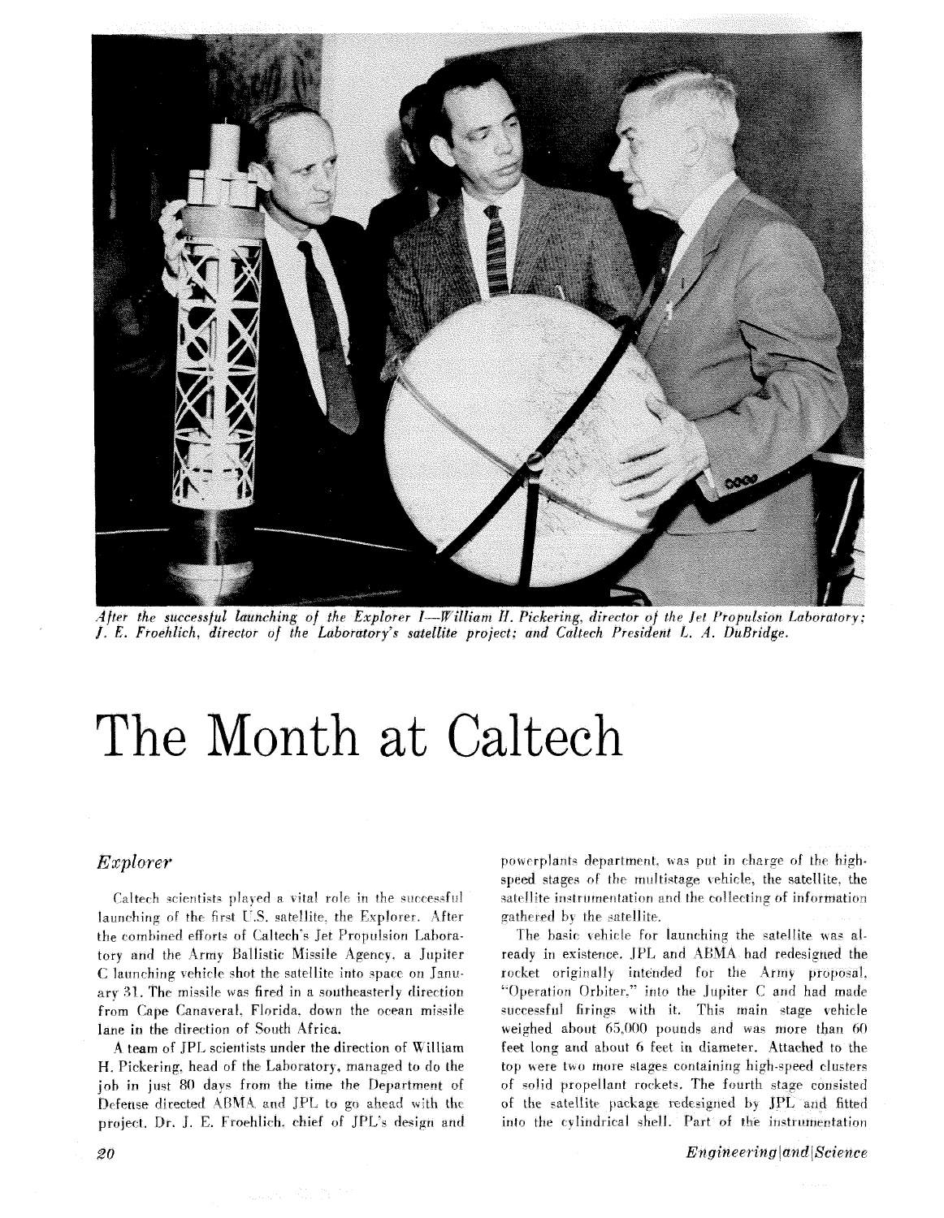*After the successful launching of the Explorer I—William H. Pickering, director of the Jet Propulsion Laboratory; J. E. Froehlich, director of the Laboratory's satellite project; and Caltech President L. A. DuBridge.*

# The Month at Caltech

## *Explorer*

Caltech scientists played a vital role in the successful launching of the first U.S. satellite, the Explorer. After the combined efforts of Caltech's Jet Propulsion Laboratory and the Army Ballistic Missile Agency, a Jupiter C launching vehicle shot the satellite into space on January 31. The missile was fired in a southeasterly direction from Cape Canaveral, Florida, down the ocean missile lane in the direction of South Africa.

A team of JPL scientists under the direction of William H. Pickering, head of the Laboratory, managed to do the job in just 80 days from the time the Department of Defense directed ABMA and JPL to go ahead with the project. Dr. J. E. Froehlich, chief of JPL's design and powerplants department, was put in charge of the high-speed stages of the multistage vehicle, the satellite, the satellite instrumentation and the collecting of information gathered by the satellite.

The basic vehicle for launching the satellite was already in existence. JPL and ABMA had redesigned the rocket originally intended for the Army proposal, "Operation Orbiter," into the Jupiter C and had made successful firings with it. This main stage vehicle weighed about 65,000 pounds and was more than 60 feet long and about 6 feet in diameter. Attached to the top were two more stages containing high-speed clusters of solid propellant rockets. The fourth stage consisted of the satellite package redesigned by JPL and fitted into the cylindrical shell. Part of the instrumentation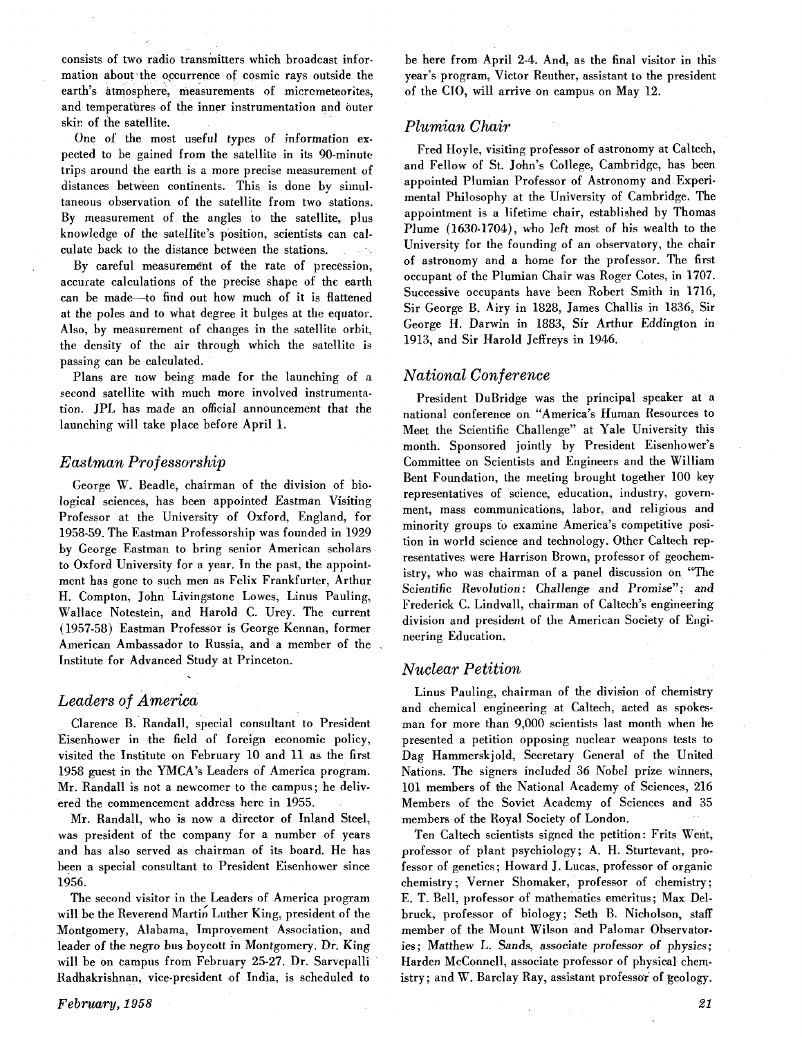consists of two radio transmitters which broadcast information about the occurrence of cosmic rays outside the earth's atmosphere, measurements of micrometeorites, and temperatures of the inner instrumentation and outer skin of the satellite.

One of the most useful types of information expected to be gained from the satellite in its 90-minute trips around the earth is a more precise measurement of distances between continents. This is done by simultaneous observation of the satellite from two stations. By measurement of the angles to the satellite, plus knowledge of the satellite's position, scientists can calculate back to the distance between the stations.

By careful measurement of the rate of precession, accurate calculations of the precise shape of the earth can be made—to find out how much of it is flattened at the poles and to what degree it bulges at the equator. Also, by measurement of changes in the satellite orbit, the density of the air through which the satellite is passing can be calculated.

Plans are now being made for the launching of a second satellite with much more involved instrumentation. JPL has made an official announcement that the launching will take place before April 1.

## *Eastman Professorship*

George W. Beadle, chairman of the division of biological sciences, has been appointed Eastman Visiting Professor at the University of Oxford, England, for 1958-59. The Eastman Professorship was founded in 1929 by George Eastman to bring senior American scholars to Oxford University for a year. In the past, the appointment has gone to such men as Felix Frankfurter, Arthur H. Compton, John Livingstone Lowes, Linus Pauling, Wallace Notestein, and Harold C. Urey. The current (1957-58) Eastman Professor is George Kennan, former American Ambassador to Russia, and a member of the Institute for Advanced Study at Princeton.

## *Leaders of America*

Clarence B. Randall, special consultant to President Eisenhower in the field of foreign economic policy, visited the Institute on February 10 and 11 as the first 1958 guest in the YMCA's Leaders of America program. Mr. Randall is not a newcomer to the campus; he delivered the commencement address here in 1955.

Mr. Randall, who is now a director of Inland Steel, was president of the company for a number of years and has also served as chairman of its board. He has been a special consultant to President Eisenhower since 1956.

The second visitor in the Leaders of America program will be the Reverend Martin Luther King, president of the Montgomery, Alabama, Improvement Association, and leader of the negro bus boycott in Montgomery. Dr. King will be on campus from February 25-27. Dr. Sarvepalli Radhakrishnan, vice-president of India, is scheduled to be here from April 2-4. And, as the final visitor in this year's program, Victor Reuther, assistant to the president of the CIO, will arrive on campus on May 12.

## *Plumian Chair*

Fred Hoyle, visiting professor of astronomy at Caltech, and Fellow of St. John's College, Cambridge, has been appointed Plumian Professor of Astronomy and Experimental Philosophy at the University of Cambridge. The appointment is a lifetime chair, established by Thomas Plume (1630-1704), who left most of his wealth to the University for the founding of an observatory, the chair of astronomy and a home for the professor. The first occupant of the Plumian Chair was Roger Cotes, in 1707. Successive occupants have been Robert Smith in 1716, Sir George B. Airy in 1828, James Challis in 1836, Sir George H. Darwin in 1883, Sir Arthur Eddington in 1913, and Sir Harold Jeffreys in 1946.

## *National Conference*

President DuBridge was the principal speaker at a national conference on "America's Human Resources to Meet the Scientific Challenge" at Yale University this month. Sponsored jointly by President Eisenhower's Committee on Scientists and Engineers and the William Bent Foundation, the meeting brought together 100 key representatives of science, education, industry, government, mass communications, labor, and religious and minority groups to examine America's competitive position in world science and technology. Other Caltech representatives were Harrison Brown, professor of geochemistry, who was chairman of a panel discussion on "The Scientific Revolution: Challenge and Promise"; and Frederick C. Lindvall, chairman of Caltech's engineering division and president of the American Society of Engineering Education.

## *Nuclear Petition*

Linus Pauling, chairman of the division of chemistry and chemical engineering at Caltech, acted as spokesman for more than 9,000 scientists last month when he presented a petition opposing nuclear weapons tests to Dag Hammerskjold, Secretary General of the United Nations. The signers included 36 Nobel prize winners, 101 members of the National Academy of Sciences, 216 Members of the Soviet Academy of Sciences and 35 members of the Royal Society of London.

Ten Caltech scientists signed the petition: Frits Went, professor of plant psychiology; A. H. Sturtevant, professor of genetics; Howard J. Lucas, professor of organic chemistry; Verner Shomaker, professor of chemistry; E. T. Bell, professor of mathematics emeritus; Max Delbruck, professor of biology; Seth B. Nicholson, staff member of the Mount Wilson and Palomar Observatories; Matthew L. Sands, associate professor of physics; Harden McConnell, associate professor of physical chemistry; and W. Barclay Ray, assistant professor of geology.